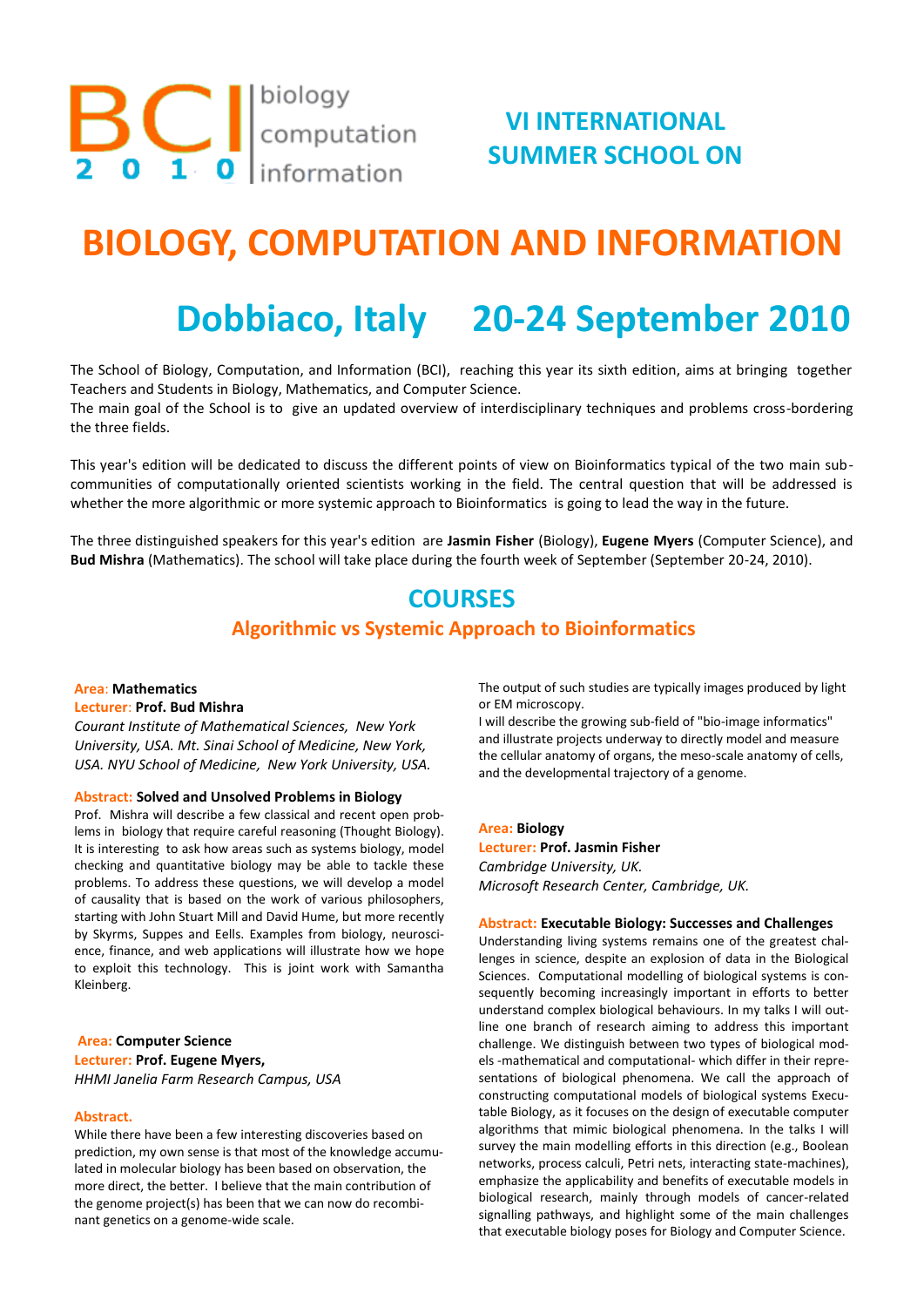BCI 2010 | biology computation information

# VI INTERNATIONAL SUMMER SCHOOL ON

# BIOLOGY, COMPUTATION AND INFORMATION

## Dobbiaco, Italy 20-24 September 2010

The School of Biology, Computation, and Information (BCI), reaching this year its sixth edition, aims at bringing together Teachers and Students in Biology, Mathematics, and Computer Science.
The main goal of the School is to give an updated overview of interdisciplinary techniques and problems cross-bordering the three fields.

This year's edition will be dedicated to discuss the different points of view on Bioinformatics typical of the two main sub-communities of computationally oriented scientists working in the field. The central question that will be addressed is whether the more algorithmic or more systemic approach to Bioinformatics is going to lead the way in the future.

The three distinguished speakers for this year's edition are **Jasmin Fisher** (Biology), **Eugene Myers** (Computer Science), and **Bud Mishra** (Mathematics). The school will take place during the fourth week of September (September 20-24, 2010).

## COURSES

### Algorithmic vs Systemic Approach to Bioinformatics

**Area**: **Mathematics**
**Lecturer**: **Prof. Bud Mishra**
*Courant Institute of Mathematical Sciences, New York University, USA. Mt. Sinai School of Medicine, New York, USA. NYU School of Medicine, New York University, USA.*

**Abstract: Solved and Unsolved Problems in Biology**
Prof. Mishra will describe a few classical and recent open problems in biology that require careful reasoning (Thought Biology). It is interesting to ask how areas such as systems biology, model checking and quantitative biology may be able to tackle these problems. To address these questions, we will develop a model of causality that is based on the work of various philosophers, starting with John Stuart Mill and David Hume, but more recently by Skyrms, Suppes and Eells. Examples from biology, neuroscience, finance, and web applications will illustrate how we hope to exploit this technology. This is joint work with Samantha Kleinberg.

**Area: Computer Science**
**Lecturer: Prof. Eugene Myers,**
*HHMI Janelia Farm Research Campus, USA*

**Abstract.**
While there have been a few interesting discoveries based on prediction, my own sense is that most of the knowledge accumulated in molecular biology has been based on observation, the more direct, the better. I believe that the main contribution of the genome project(s) has been that we can now do recombinant genetics on a genome-wide scale.
The output of such studies are typically images produced by light or EM microscopy.
I will describe the growing sub-field of "bio-image informatics" and illustrate projects underway to directly model and measure the cellular anatomy of organs, the meso-scale anatomy of cells, and the developmental trajectory of a genome.

**Area: Biology**
**Lecturer: Prof. Jasmin Fisher**
*Cambridge University, UK.*
*Microsoft Research Center, Cambridge, UK.*

**Abstract: Executable Biology: Successes and Challenges**
Understanding living systems remains one of the greatest challenges in science, despite an explosion of data in the Biological Sciences. Computational modelling of biological systems is consequently becoming increasingly important in efforts to better understand complex biological behaviours. In my talks I will outline one branch of research aiming to address this important challenge. We distinguish between two types of biological models -mathematical and computational- which differ in their representations of biological phenomena. We call the approach of constructing computational models of biological systems Executable Biology, as it focuses on the design of executable computer algorithms that mimic biological phenomena. In the talks I will survey the main modelling efforts in this direction (e.g., Boolean networks, process calculi, Petri nets, interacting state-machines), emphasize the applicability and benefits of executable models in biological research, mainly through models of cancer-related signalling pathways, and highlight some of the main challenges that executable biology poses for Biology and Computer Science.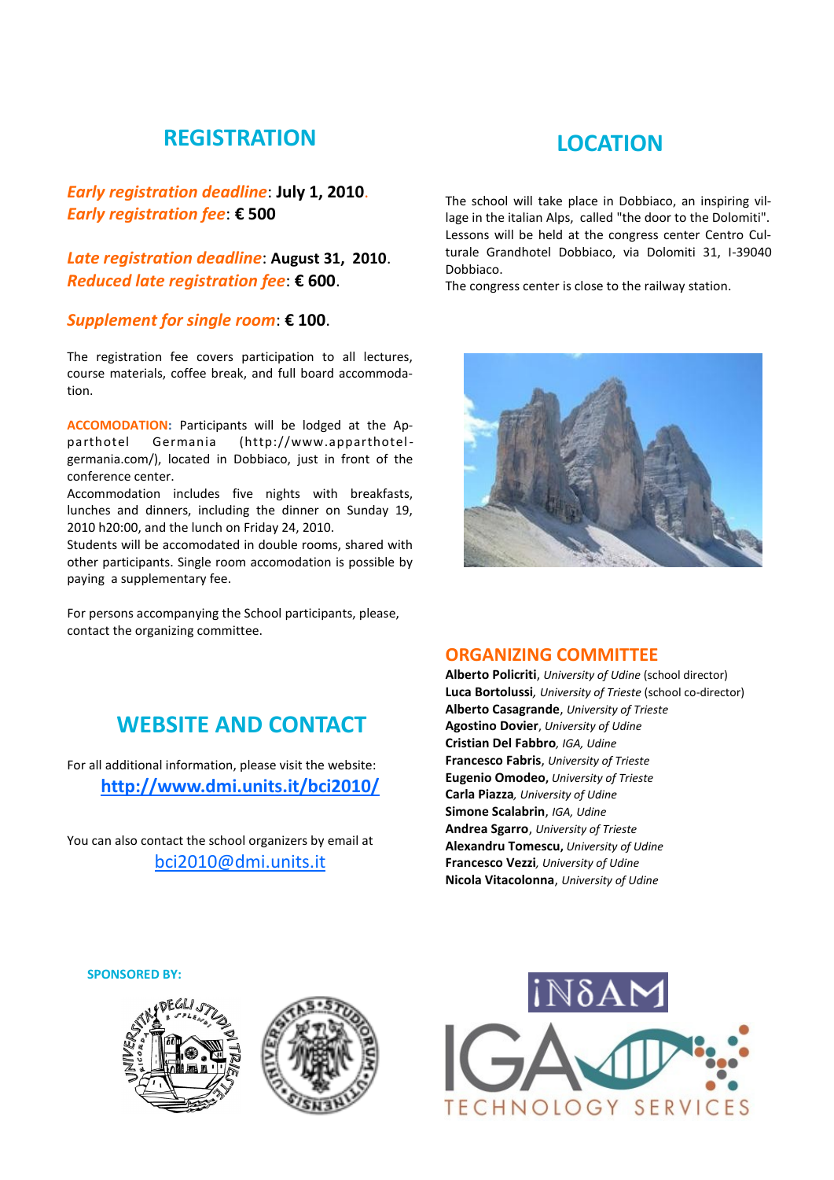## REGISTRATION

***Early registration deadline*: July 1, 2010.**
***Early registration fee*: € 500**

***Late registration deadline*: August 31, 2010.**
***Reduced late registration fee*: € 600.**

***Supplement for single room*: € 100.**

The registration fee covers participation to all lectures, course materials, coffee break, and full board accommodation.

**ACCOMODATION**: Participants will be lodged at the Apparthotel Germania (http://www.apparthotel-germania.com/), located in Dobbiaco, just in front of the conference center.
Accommodation includes five nights with breakfasts, lunches and dinners, including the dinner on Sunday 19, 2010 h20:00, and the lunch on Friday 24, 2010.
Students will be accomodated in double rooms, shared with other participants. Single room accomodation is possible by paying a supplementary fee.

For persons accompanying the School participants, please, contact the organizing committee.

## WEBSITE AND CONTACT

For all additional information, please visit the website:
**http://www.dmi.units.it/bci2010/**

You can also contact the school organizers by email at
bci2010@dmi.units.it

## LOCATION

The school will take place in Dobbiaco, an inspiring village in the italian Alps, called "the door to the Dolomiti". Lessons will be held at the congress center Centro Culturale Grandhotel Dobbiaco, via Dolomiti 31, I-39040 Dobbiaco.
The congress center is close to the railway station.

## ORGANIZING COMMITTEE

**Alberto Policriti**, *University of Udine* (school director)
**Luca Bortolussi**, *University of Trieste* (school co-director)
**Alberto Casagrande**, *University of Trieste*
**Agostino Dovier**, *University of Udine*
**Cristian Del Fabbro**, *IGA, Udine*
**Francesco Fabris**, *University of Trieste*
**Eugenio Omodeo**, *University of Trieste*
**Carla Piazza**, *University of Udine*
**Simone Scalabrin**, *IGA, Udine*
**Andrea Sgarro**, *University of Trieste*
**Alexandru Tomescu**, *University of Udine*
**Francesco Vezzi**, *University of Udine*
**Nicola Vitacolonna**, *University of Udine*

**SPONSORED BY:**